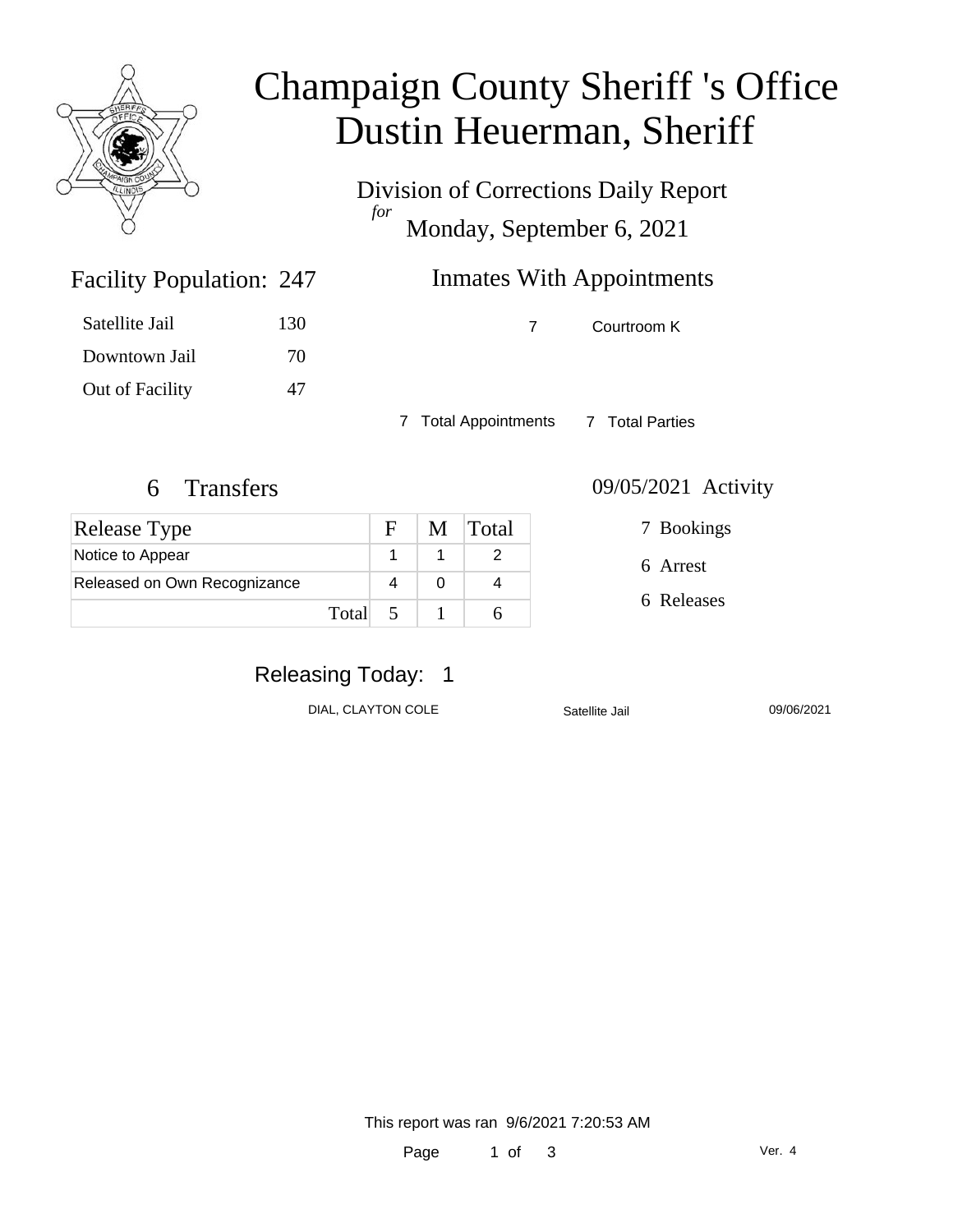# Champaign County Sheriff 's Office
# Dustin Heuerman, Sheriff

## Division of Corrections Daily Report
*for*
## Monday, September 6, 2021

### Facility Population: 247

| | |
|---|---|
| Satellite Jail | 130 |
| Downtown Jail | 70 |
| Out of Facility | 47 |

### Inmates With Appointments

| | |
|---|---|
| 7 | Courtroom K |

7 Total Appointments 7 Total Parties

### 6 Transfers

| Release Type | F | M | Total |
|---|---|---|---|
| Notice to Appear | 1 | 1 | 2 |
| Released on Own Recognizance | 4 | 0 | 4 |
| Total | 5 | 1 | 6 |

### 09/05/2021 Activity

7 Bookings

6 Arrest

6 Releases

### Releasing Today: 1

| | | |
|---|---|---|
| DIAL, CLAYTON COLE | Satellite Jail | 09/06/2021 |

This report was ran 9/6/2021 7:20:53 AM

Ver. 4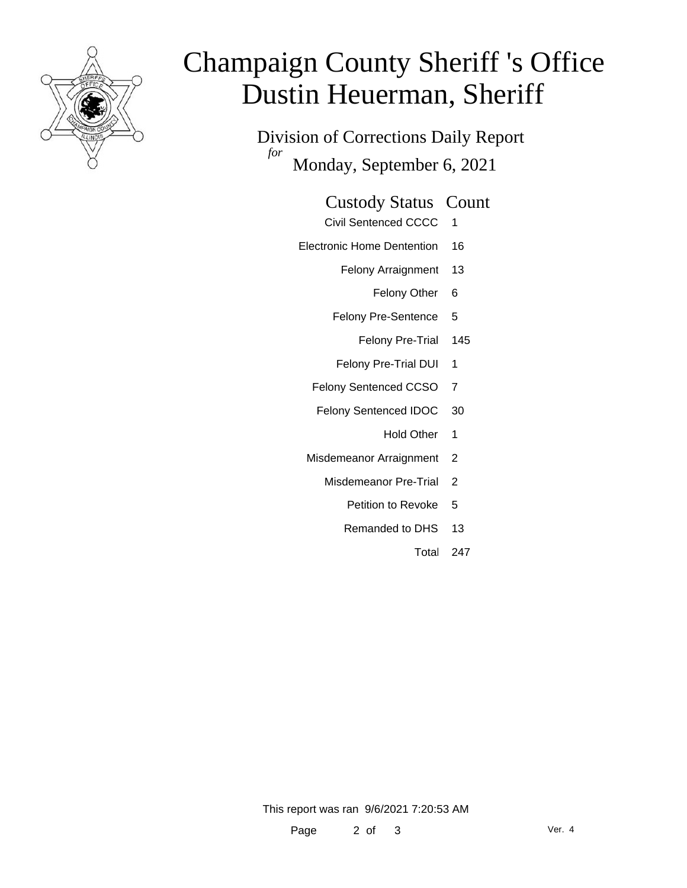# Champaign County Sheriff 's Office
# Dustin Heuerman, Sheriff

Division of Corrections Daily Report
*for*
Monday, September 6, 2021

| Custody Status | Count |
|---|---|
| Civil Sentenced CCCC | 1 |
| Electronic Home Dentention | 16 |
| Felony Arraignment | 13 |
| Felony Other | 6 |
| Felony Pre-Sentence | 5 |
| Felony Pre-Trial | 145 |
| Felony Pre-Trial DUI | 1 |
| Felony Sentenced CCSO | 7 |
| Felony Sentenced IDOC | 30 |
| Hold Other | 1 |
| Misdemeanor Arraignment | 2 |
| Misdemeanor Pre-Trial | 2 |
| Petition to Revoke | 5 |
| Remanded to DHS | 13 |
| Total | 247 |

This report was ran 9/6/2021 7:20:53 AM

Ver. 4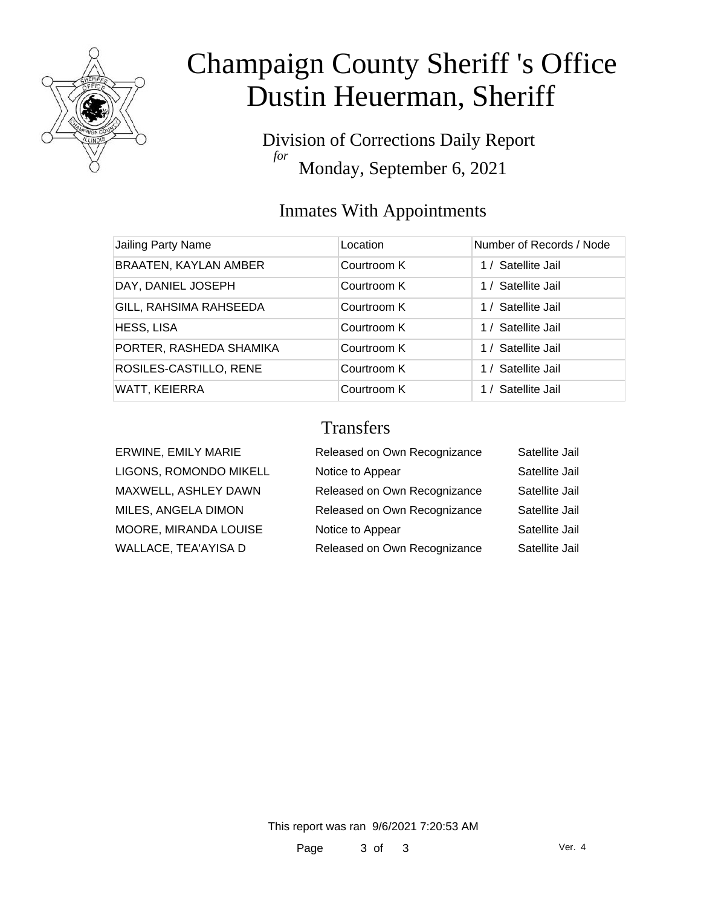# Champaign County Sheriff 's Office
# Dustin Heuerman, Sheriff

Division of Corrections Daily Report
*for*
Monday, September 6, 2021

## Inmates With Appointments

| Jailing Party Name | Location | Number of Records / Node |
| --- | --- | --- |
| BRAATEN, KAYLAN AMBER | Courtroom K | 1 / Satellite Jail |
| DAY, DANIEL JOSEPH | Courtroom K | 1 / Satellite Jail |
| GILL, RAHSIMA RAHSEEDA | Courtroom K | 1 / Satellite Jail |
| HESS, LISA | Courtroom K | 1 / Satellite Jail |
| PORTER, RASHEDA SHAMIKA | Courtroom K | 1 / Satellite Jail |
| ROSILES-CASTILLO, RENE | Courtroom K | 1 / Satellite Jail |
| WATT, KEIERRA | Courtroom K | 1 / Satellite Jail |

## Transfers

| | | |
| --- | --- | --- |
| ERWINE, EMILY MARIE | Released on Own Recognizance | Satellite Jail |
| LIGONS, ROMONDO MIKELL | Notice to Appear | Satellite Jail |
| MAXWELL, ASHLEY DAWN | Released on Own Recognizance | Satellite Jail |
| MILES, ANGELA DIMON | Released on Own Recognizance | Satellite Jail |
| MOORE, MIRANDA LOUISE | Notice to Appear | Satellite Jail |
| WALLACE, TEA'AYISA D | Released on Own Recognizance | Satellite Jail |

This report was ran 9/6/2021 7:20:53 AM

Ver. 4